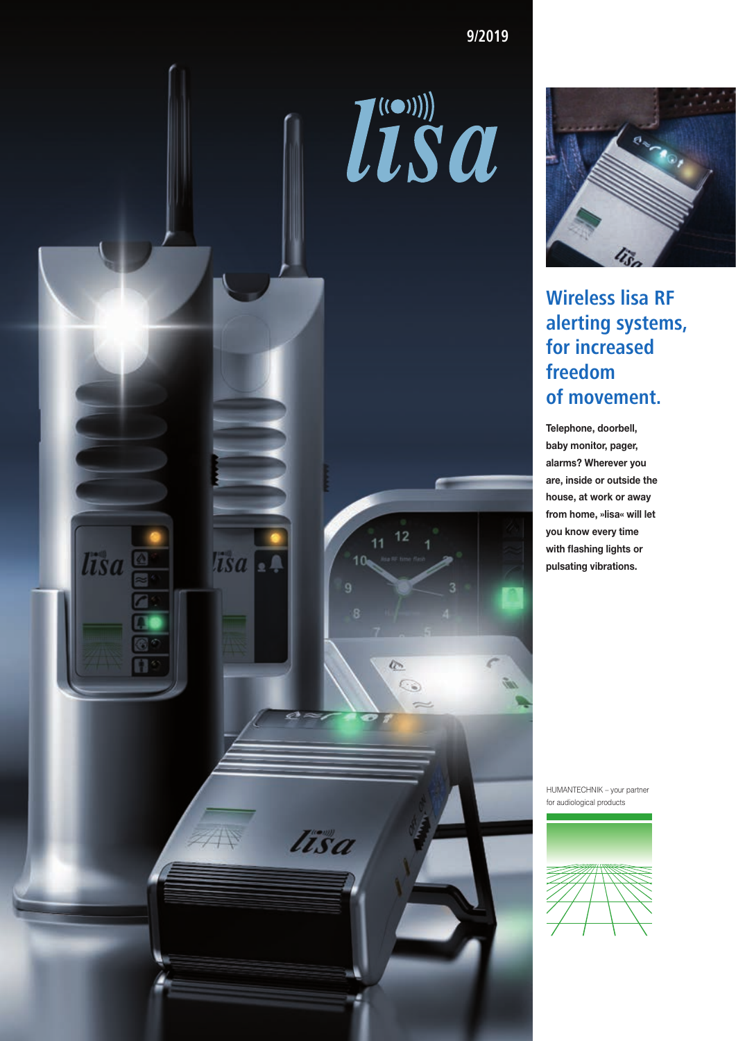9/2019

lisa

# Wireless lisa RF alerting systems, for increased freedom of movement.

**Telephone, doorbell, baby monitor, pager, alarms? Wherever you are, inside or outside the house, at work or away from home, »lisa« will let you know every time with flashing lights or pulsating vibrations.**

HUMANTECHNIK – your partner for audiological products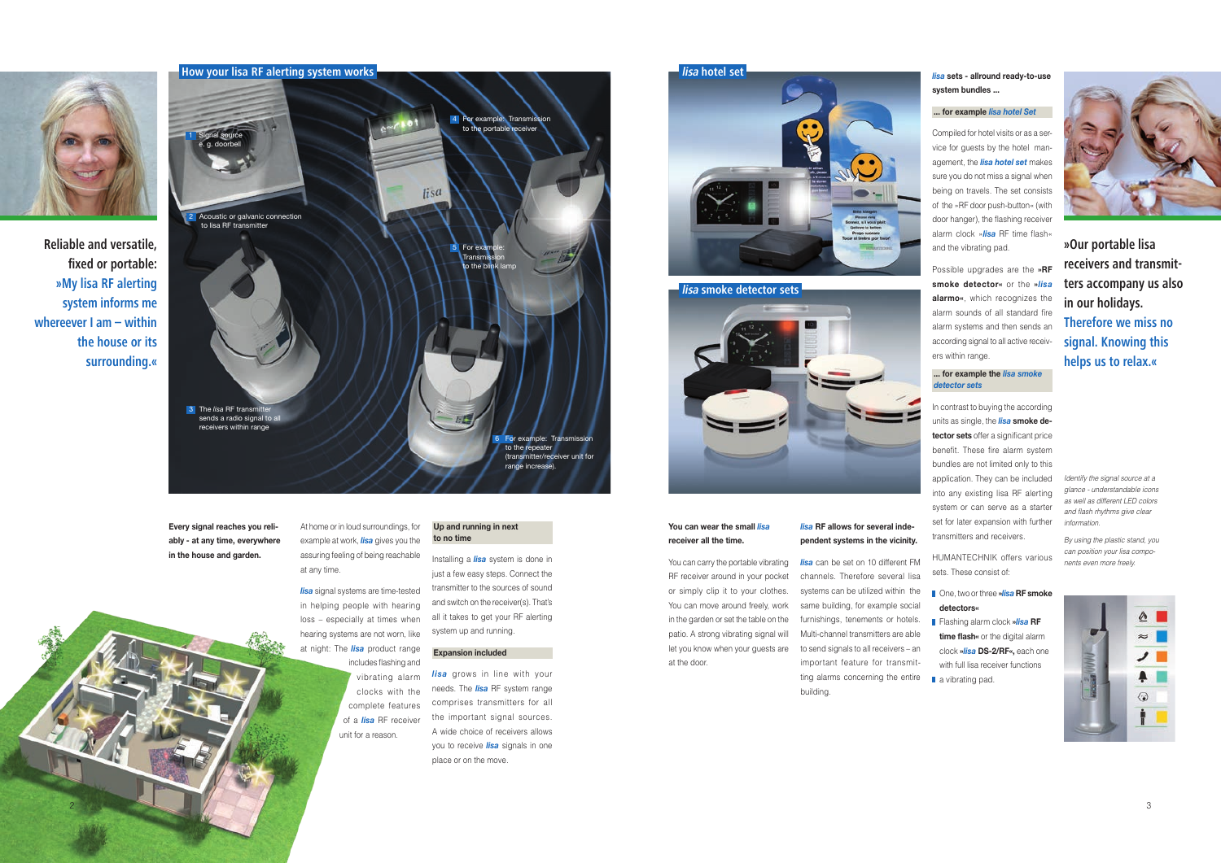Reliable and versatile, fixed or portable: »My lisa RF alerting system informs me wherever I am – within the house or its surrounding.«

## How your lisa RF alerting system works

1 Signal source e. g. doorbell

2 Acoustic or galvanic connection to lisa RF transmitter

3 The *lisa* RF transmitter sends a radio signal to all receivers within range

4 For example: Transmission to the portable receiver

5 For example: Transmission to the blink lamp

6 For example: Transmission to the repeater (transmitter/receiver unit for range increase).

**Every signal reaches you reliably - at any time, everywhere in the house and garden.**

At home or in loud surroundings, for example at work, ***lisa*** gives you the assuring feeling of being reachable at any time.

***lisa*** signal systems are time-tested in helping people with hearing loss – especially at times when hearing systems are not worn, like at night: The ***lisa*** product range includes flashing and vibrating alarm clocks with the complete features of a ***lisa*** RF receiver unit for a reason.

### Up and running in next to no time

Installing a ***lisa*** system is done in just a few easy steps. Connect the transmitter to the sources of sound and switch on the receiver(s). That's all it takes to get your RF alerting system up and running.

### Expansion included

***lisa*** grows in line with your needs. The ***lisa*** RF system range comprises transmitters for all the important signal sources. A wide choice of receivers allows you to receive ***lisa*** signals in one place or on the move.

## *lisa* hotel set

## *lisa* smoke detector sets

**You can wear the small *lisa* receiver all the time.**

You can carry the portable vibrating RF receiver around in your pocket or simply clip it to your clothes. You can move around freely, work in the garden or set the table on the patio. A strong vibrating signal will let you know when your guests are at the door.

***lisa* RF allows for several independent systems in the vicinity.**

***lisa*** can be set on 10 different FM channels. Therefore several lisa systems can be utilized within the same building, for example social furnishings, tenements or hotels. Multi-channel transmitters are able to send signals to all receivers – an important feature for transmitting alarms concerning the entire building.

***lisa* sets - allround ready-to-use system bundles ...**

**... for example *lisa hotel Set***

Compiled for hotel visits or as a service for guests by the hotel management, the ***lisa hotel set*** makes sure you do not miss a signal when being on travels. The set consists of the »RF door push-button« (with door hanger), the flashing receiver alarm clock »***lisa*** RF time flash« and the vibrating pad.

Possible upgrades are the **»RF smoke detector«** or the **»*lisa* alarmo«**, which recognizes the alarm sounds of all standard fire alarm systems and then sends an according signal to all active receivers within range.

**... for example the *lisa smoke detector sets***

In contrast to buying the according units as single, the ***lisa* smoke detector sets** offer a significant price benefit. These fire alarm system bundles are not limited only to this application. They can be included into any existing lisa RF alerting system or can serve as a starter set for later expansion with further transmitters and receivers.

HUMANTECHNIK offers various sets. These consist of:

- One, two or three **»*lisa* RF smoke detectors«**
- Flashing alarm clock **»*lisa* RF time flash«** or the digital alarm clock **»*lisa* DS-2/RF«,** each one with full lisa receiver functions
- a vibrating pad.

»Our portable lisa receivers and transmitters accompany us also in our holidays. Therefore we miss no signal. Knowing this helps us to relax.«

*Identify the signal source at a glance - understandable icons as well as different LED colors and flash rhythms give clear information.*

*By using the plastic stand, you can position your lisa components even more freely.*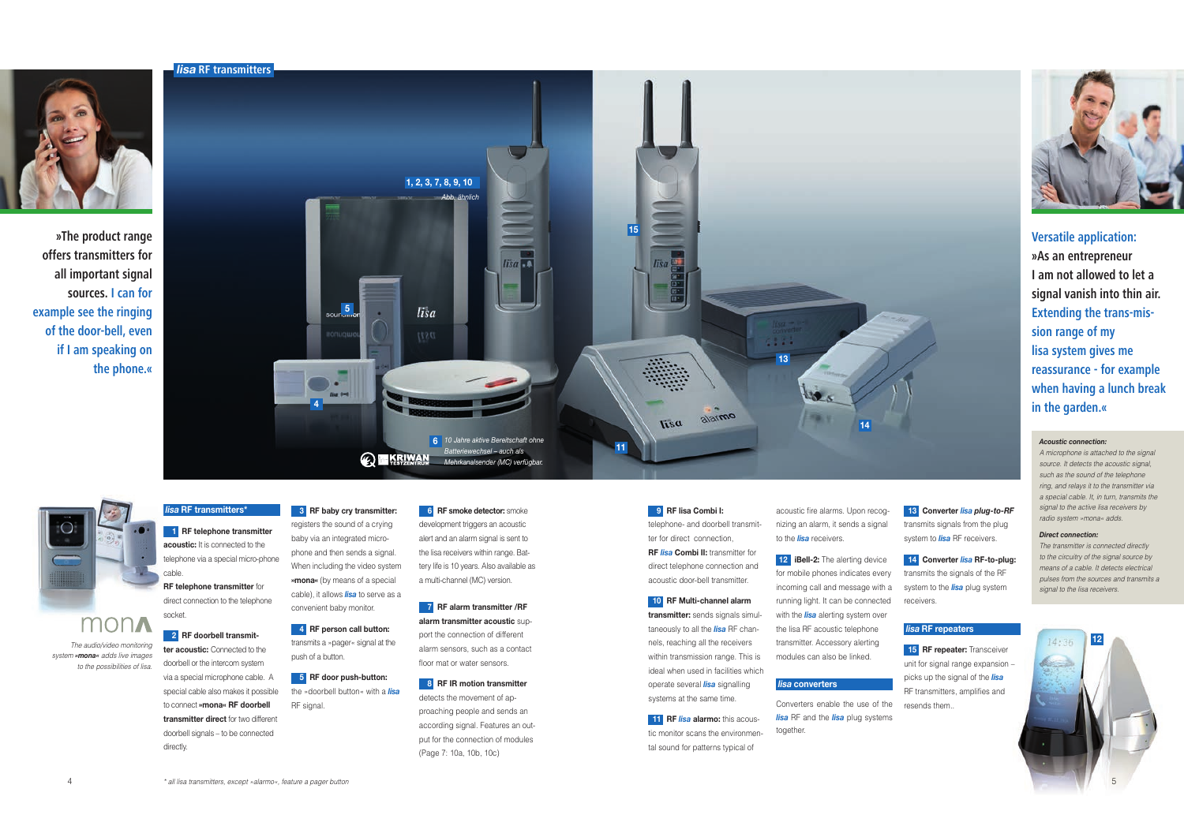## *lisa* RF transmitters

»The product range offers transmitters for all important signal sources. I can for example see the ringing of the door-bell, even if I am speaking on the phone.«

1, 2, 3, 7, 8, 9, 10
*Abb. ähnlich*

6 *10 Jahre aktive Bereitschaft ohne Batteriewechsel – auch als Mehrkanalsender (MC) verfügbar.*

Versatile application:
»As an entrepreneur I am not allowed to let a signal vanish into thin air. Extending the transmission range of my lisa system gives me reassurance - for example when having a lunch break in the garden.«

***Acoustic connection:***
*A microphone is attached to the signal source. It detects the acoustic signal, such as the sound of the telephone ring, and relays it to the transmitter via a special cable. It, in turn, transmits the signal to the active lisa receivers by radio system »mona« adds.*

***Direct connection:***
*The transmitter is connected directly to the circuitry of the signal source by means of a cable. It detects electrical pulses from the sources and transmits a signal to the lisa receivers.*

mona

*The audio/video monitoring system »mona« adds live images to the possibilities of lisa.*

### *lisa* RF transmitters*

**1 RF telephone transmitter acoustic:** It is connected to the telephone via a special micro-phone cable.
**RF telephone transmitter** for direct connection to the telephone socket.

**2 RF doorbell transmitter acoustic:** Connected to the doorbell or the intercom system via a special microphone cable. A special cable also makes it possible to connect **»mona« RF doorbell transmitter direct** for two different doorbell signals – to be connected directly.

**3 RF baby cry transmitter:** registers the sound of a crying baby via an integrated microphone and then sends a signal. When including the video system **»mona«** (by means of a special cable), it allows ***lisa*** to serve as a convenient baby monitor.

**4 RF person call button:** transmits a »pager« signal at the push of a button.

**5 RF door push-button:** the »doorbell button« with a ***lisa*** RF signal.

**6 RF smoke detector:** smoke development triggers an acoustic alert and an alarm signal is sent to the lisa receivers within range. Battery life is 10 years. Also available as a multi-channel (MC) version.

**7 RF alarm transmitter /RF alarm transmitter acoustic** support the connection of different alarm sensors, such as a contact floor mat or water sensors.

**8 RF IR motion transmitter** detects the movement of approaching people and sends an according signal. Features an output for the connection of modules (Page 7: 10a, 10b, 10c)

**9 RF lisa Combi I:** telephone- and doorbell transmitter for direct connection.
**RF *lisa* Combi II:** transmitter for direct telephone connection and acoustic door-bell transmitter.

**10 RF Multi-channel alarm transmitter:** sends signals simultaneously to all the ***lisa*** RF channels, reaching all the receivers within transmission range. This is ideal when used in facilities which operate several ***lisa*** signalling systems at the same time.

**11 RF *lisa* alarmo:** this acoustic monitor scans the environmental sound for patterns typical of acoustic fire alarms. Upon recognizing an alarm, it sends a signal to the ***lisa*** receivers.

**12 iBell-2:** The alerting device for mobile phones indicates every incoming call and message with a running light. It can be connected with the ***lisa*** alerting system over the lisa RF acoustic telephone transmitter. Accessory alerting modules can also be linked.

### *lisa* converters

Converters enable the use of the ***lisa*** RF and the ***lisa*** plug systems together.

**13 Converter *lisa plug-to-RF*** transmits signals from the plug system to ***lisa*** RF receivers.

**14 Converter *lisa* RF-to-plug:** transmits the signals of the RF system to the ***lisa*** plug system receivers.

### *lisa* RF repeaters

**15 RF repeater:** Transceiver unit for signal range expansion – picks up the signal of the ***lisa*** RF transmitters, amplifies and resends them..

*\* all lisa transmitters, except »alarmo«, feature a pager button*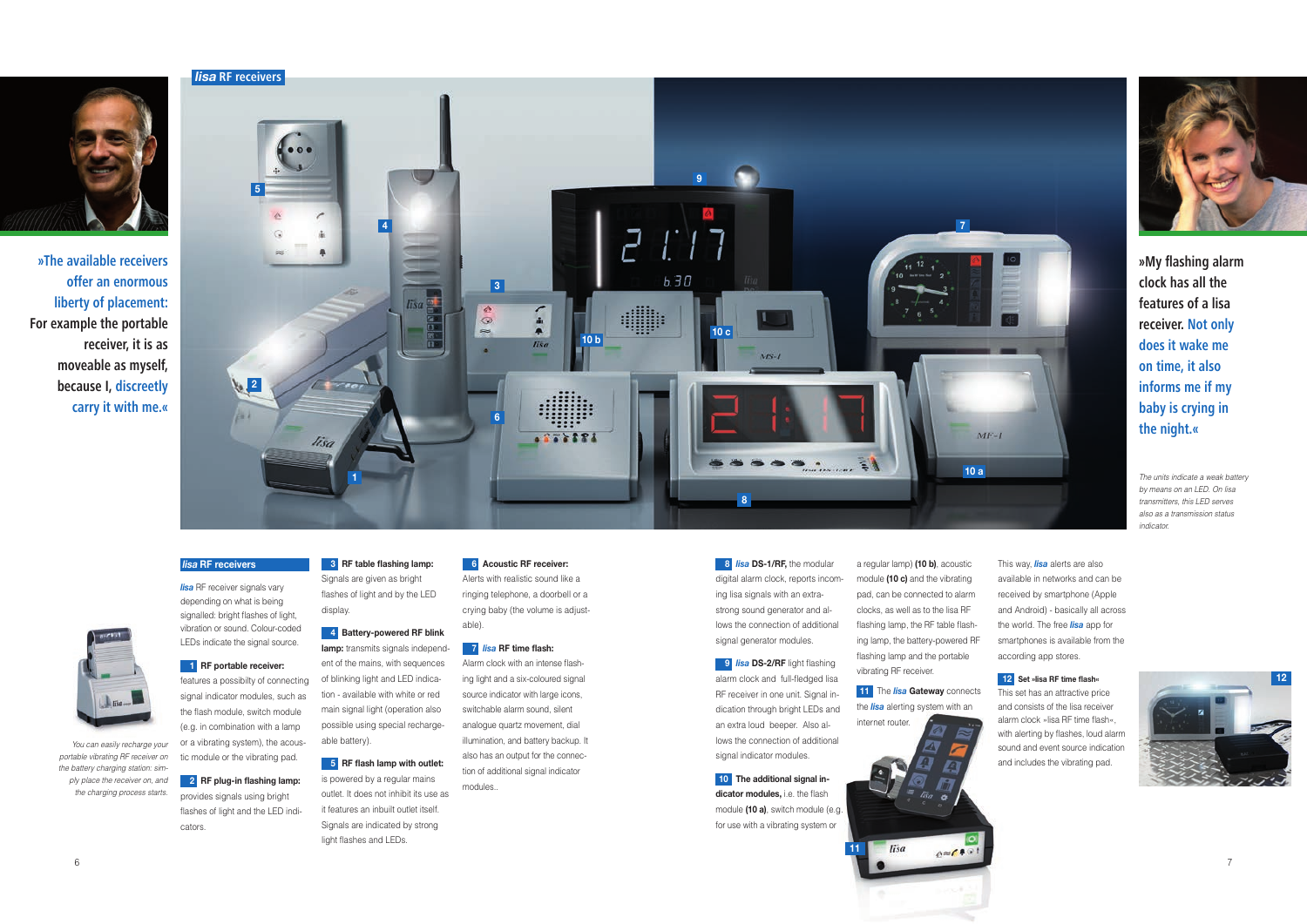## *lisa* RF receivers

»The available receivers offer an enormous liberty of placement: For example the portable receiver, it is as moveable as myself, because I, discreetly carry it with me.«

»My flashing alarm clock has all the features of a lisa receiver. Not only does it wake me on time, it also informs me if my baby is crying in the night.«

*The units indicate a weak battery by means on an LED. On lisa transmitters, this LED serves also as a transmission status indicator.*

### *lisa* RF receivers

*lisa* RF receiver signals vary depending on what is being signalled: bright flashes of light, vibration or sound. Colour-coded LEDs indicate the signal source.

*You can easily recharge your portable vibrating RF receiver on the battery charging station: simply place the receiver on, and the charging process starts.*

**1 RF portable receiver:** features a possibilty of connecting signal indicator modules, such as the flash module, switch module (e.g. in combination with a lamp or a vibrating system), the acoustic module or the vibrating pad.

**2 RF plug-in flashing lamp:** provides signals using bright flashes of light and the LED indicators.

**3 RF table flashing lamp:** Signals are given as bright flashes of light and by the LED display.

**4 Battery-powered RF blink lamp:** transmits signals independent of the mains, with sequences of blinking light and LED indication - available with white or red main signal light (operation also possible using special rechargeable battery).

**5 RF flash lamp with outlet:** is powered by a regular mains outlet. It does not inhibit its use as it features an inbuilt outlet itself. Signals are indicated by strong light flashes and LEDs.

**6 Acoustic RF receiver:** Alerts with realistic sound like a ringing telephone, a doorbell or a crying baby (the volume is adjustable).

**7 *lisa* RF time flash:** Alarm clock with an intense flashing light and a six-coloured signal source indicator with large icons, switchable alarm sound, silent analogue quartz movement, dial illumination, and battery backup. It also has an output for the connection of additional signal indicator modules..

**8 *lisa* DS-1/RF,** the modular digital alarm clock, reports incoming lisa signals with an extra-strong sound generator and allows the connection of additional signal generator modules.

**9 *lisa* DS-2/RF** light flashing alarm clock and full-fledged lisa RF receiver in one unit. Signal indication through bright LEDs and an extra loud beeper. Also allows the connection of additional signal indicator modules.

**10 The additional signal indicator modules,** i.e. the flash module **(10 a)**, switch module (e.g. for use with a vibrating system or a regular lamp) **(10 b)**, acoustic module **(10 c)** and the vibrating pad, can be connected to alarm clocks, as well as to the lisa RF flashing lamp, the RF table flashing lamp, the battery-powered RF flashing lamp and the portable vibrating RF receiver.

**11** The ***lisa* Gateway** connects the *lisa* alerting system with an internet router.

This way, *lisa* alerts are also available in networks and can be received by smartphone (Apple and Android) - basically all across the world. The free *lisa* app for smartphones is available from the according app stores.

**12 Set »lisa RF time flash«**
This set has an attractive price and consists of the lisa receiver alarm clock »lisa RF time flash«, with alerting by flashes, loud alarm sound and event source indication and includes the vibrating pad.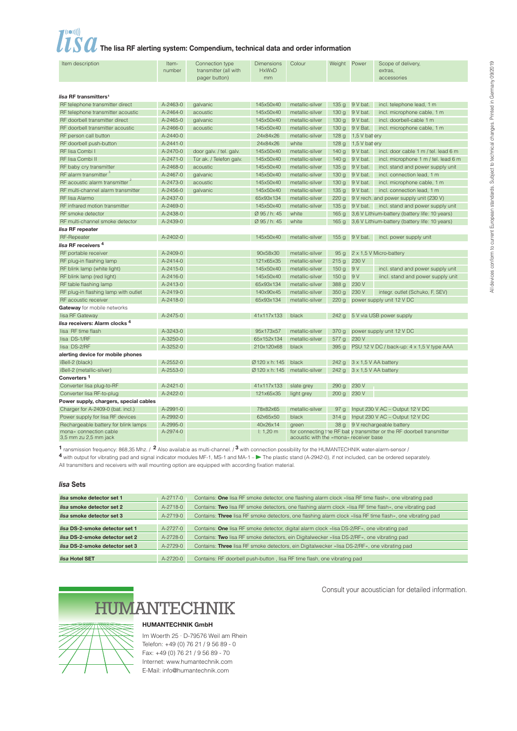# *lisa* The lisa RF alerting system: Compendium, technical data and order information

| Item description | Item-number | Connection type transmitter (all with pager button) | Dimensions HxWxD mm | Colour | Weight | Power | Scope of delivery, extras, accessories |
|---|---|---|---|---|---|---|---|
| ***lisa* RF transmitters[1]** | | | | | | | |
| RF telephone transmitter direct | A-2463-0 | galvanic | 145x50x40 | metallic-silver | 135 g | 9 V bat. | incl. telephone lead, 1 m |
| RF telephone transmitter acoustic | A-2464-0 | acoustic | 145x50x40 | metallic-silver | 130 g | 9 V bat. | incl. microphone cable, 1 m |
| RF doorbell transmitter direct | A-2465-0 | galvanic | 145x50x40 | metallic-silver | 130 g | 9 V bat. | incl. doorbell-cable 1 m |
| RF doorbell transmitter acoustic | A-2466-0 | acoustic | 145x50x40 | metallic-silver | 130 g | 9 V Bat. | incl. microphone cable, 1 m |
| RF person call button | A-2440-0 | | 24x84x26 | metallic-silver | 128 g | 1,5 V battery | |
| RF doorbell push-button | A-2441-0 | | 24x84x26 | white | 128 g | 1,5 V battery | |
| RF lisa Combi I | A-2470-0 | door galv. / tel. galv. | 145x50x40 | metallic-silver | 140 g | 9 V bat. | incl. door cable 1 m / tel. lead 6 m |
| RF lisa Combi II | A-2471-0 | Tür ak. / Telefon galv. | 145x50x40 | metallic-silver | 140 g | 9 V bat. | incl. microphone 1 m / tel. lead 6 m |
| RF baby cry transmitter | A-2468-0 | acoustic | 145x50x40 | metallic-silver | 135 g | 9 V bat. | incl. stand and power supply unit |
| RF alarm transmitter[3] | A-2467-0 | galvanic | 145x50x40 | metallic-silver | 130 g | 9 V bat. | incl. connection lead, 1 m |
| RF acoustic alarm transmitter[2] | A-2473-0 | acoustic | 145x50x40 | metallic-silver | 130 g | 9 V bat. | incl. microphone cable, 1 m |
| RF multi-channel alarm transmitter | A-2456-0 | galvanic | 145x50x40 | metallic-silver | 135 g | 9 V bat. | incl. connection lead, 1 m |
| RF lisa Alarmo | A-2437-0 | | 65x93x134 | metallic-silver | 220 g | 9 V rech. and power supply unit (230 V) | |
| RF infrared motion transmitter | A-2469-0 | | 145x50x40 | metallic-silver | 135 g | 9 V bat. | incl. stand and power supply unit |
| RF smoke detector | A-2438-0 | | Ø 95 / h: 45 | white | 165 g | 3,6 V Lithium-battery (battery life: 10 years) | |
| RF multi-channel smoke detector | A-2439-0 | | Ø 95 / h: 45 | white | 165 g | 3,6 V Lithium-battery (battery life: 10 years) | |
| ***lisa* RF repeater** | | | | | | | |
| RF-Repeater | A-2402-0 | | 145x50x40 | metallic-silver | 155 g | 9 V bat. | incl. power supply unit |
| ***lisa* RF receivers[4]** | | | | | | | |
| RF portable receiver | A-2409-0 | | 90x58x30 | metallic-silver | 95 g | 2 x 1,5 V Micro-battery | |
| RF plug-in flashing lamp | A-2414-0 | | 121x65x35 | metallic-silver | 215 g | 230 V | |
| RF blink lamp (white light) | A-2415-0 | | 145x50x40 | metallic-silver | 150 g | 9 V | incl. stand and power supply unit |
| RF blink lamp (red light) | A-2416-0 | | 145x50x40 | metallic-silver | 150 g | 9 V | iincl. stand and power supply unit |
| RF table flashing lamp | A-2413-0 | | 65x93x134 | metallic-silver | 388 g | 230 V | |
| RF plug-in flashing lamp with outlet | A-2419-0 | | 140x90x45 | metallic-silver | 350 g | 230 V | integr. outlet (Schuko, F, SEV) |
| RF acoustic receiver | A-2418-0 | | 65x93x134 | metallic-silver | 220 g | power supply unit 12 V DC | |
| **Gateway** for mobile networks | | | | | | | |
| lisa RF Gateway | A-2475-0 | | 41x117x133 | black | 242 g | 5 V via USB power supply | |
| ***lisa* receivers: Alarm clocks[4]** | | | | | | | |
| lisa RF time flash | A-3243-0 | | 95x173x57 | metallic-silver | 370 g | power supply unit 12 V DC | |
| lisa DS-1/RF | A-3250-0 | | 65x152x134 | metallic-silver | 577 g | 230 V | |
| lisa DS-2/RF | A-3252-0 | | 210x120x68 | black | 395 g | PSU 12 V DC / back-up: 4 x 1,5 V type AAA | |
| **alerting device for mobile phones** | | | | | | | |
| iBell-2 (black) | A-2552-0 | | Ø 120 x h: 145 | black | 242 g | 3 x 1,5 V AA battery | |
| iBell-2 (metallic-silver) | A-2553-0 | | Ø 120 x h: 145 | metallic-silver | 242 g | 3 x 1,5 V AA battery | |
| **Converters[1]** | | | | | | | |
| Converter lisa plug-to-RF | A-2421-0 | | 41x117x133 | slate grey | 290 g | 230 V | |
| Converter lisa RF-to-plug | A-2422-0 | | 121x65x35 | light grey | 200 g | 230 V | |
| **Power supply, chargers, special cables** | | | | | | | |
| Charger for A-2409-0 (bat. incl.) | A-2991-0 | | 78x82x65 | metallic-silver | 97 g | Input 230 V AC – Output 12 V DC | |
| Power supply for lisa RF devices | A-2992-0 | | 62x65x50 | black | 314 g | Input 230 V AC – Output 12 V DC | |
| Rechargeable battery for blink lamps | A-2995-0 | | 40x26x14 | green | 38 g | 9 V rechargeable battery | |
| mona« connection cable 3,5 mm zu 2,5 mm jack | A-2974-0 | | l: 1,20 m | for connecting the RF baby transmitter or the RF doorbell transmitter acoustic with the »mona« receiver base | | | |

[1] ransmission frequency: 868,35 Mhz. / [2] Also available as multi-channel. / [3] with connection possibility for the HUMANTECHNIK water-alarm-sensor /
[4] with output for vibrating pad and signal indicator modules MF-1, MS-1 and MA-1 – ▶ The plastic stand (A-2942-0), if not included, can be ordered separately.
All transmitters and receivers with wall mounting option are equipped with according fixation material.

## *lisa* Sets

| | | |
|---|---|---|
| ***lisa* smoke detector set 1** | A-2717-0 | Contains: **One** lisa RF smoke detector, one flashing alarm clock »lisa RF time flash«, one vibrating pad |
| ***lisa* smoke detector set 2** | A-2718-0 | Contains: **Two** lisa RF smoke detectors, one flashing alarm clock »lisa RF time flash«, one vibrating pad |
| ***lisa* smoke detector set 3** | A-2719-0 | Contains: **Three** lisa RF smoke detectors, one flashing alarm clock »lisa RF time flash«, one vibrating pad |
| ***lisa* DS-2-smoke detector set 1** | A-2727-0 | Contains: **One** lisa RF smoke detector, digital alarm clock »lisa DS-2/RF«, one vibrating pad |
| ***lisa* DS-2-smoke detector set 2** | A-2728-0 | Contains: **Two** lisa RF smoke detectors, ein Digitalwecker »lisa DS-2/RF«, one vibrating pad |
| ***lisa* DS-2-smoke detector set 3** | A-2729-0 | Contains: **Three** lisa RF smoke detectors, ein Digitalwecker »lisa DS-2/RF«, one vibrating pad |
| ***lisa* Hotel SET** | A-2720-0 | Contains: RF doorbell push-button , lisa RF time flash, one vibrating pad |

Consult your acoustician for detailed information.

HUMANTECHNIK

**HUMANTECHNIK GmbH**

Im Woerth 25 · D-79576 Weil am Rhein
Telefon: +49 (0) 76 21 / 9 56 89 - 0
Fax: +49 (0) 76 21 / 9 56 89 - 70
Internet: www.humantechnik.com
E-Mail: info@humantechnik.com

All devices conform to current European standards. Subject to technical changes. Printed in Germany 09/2019